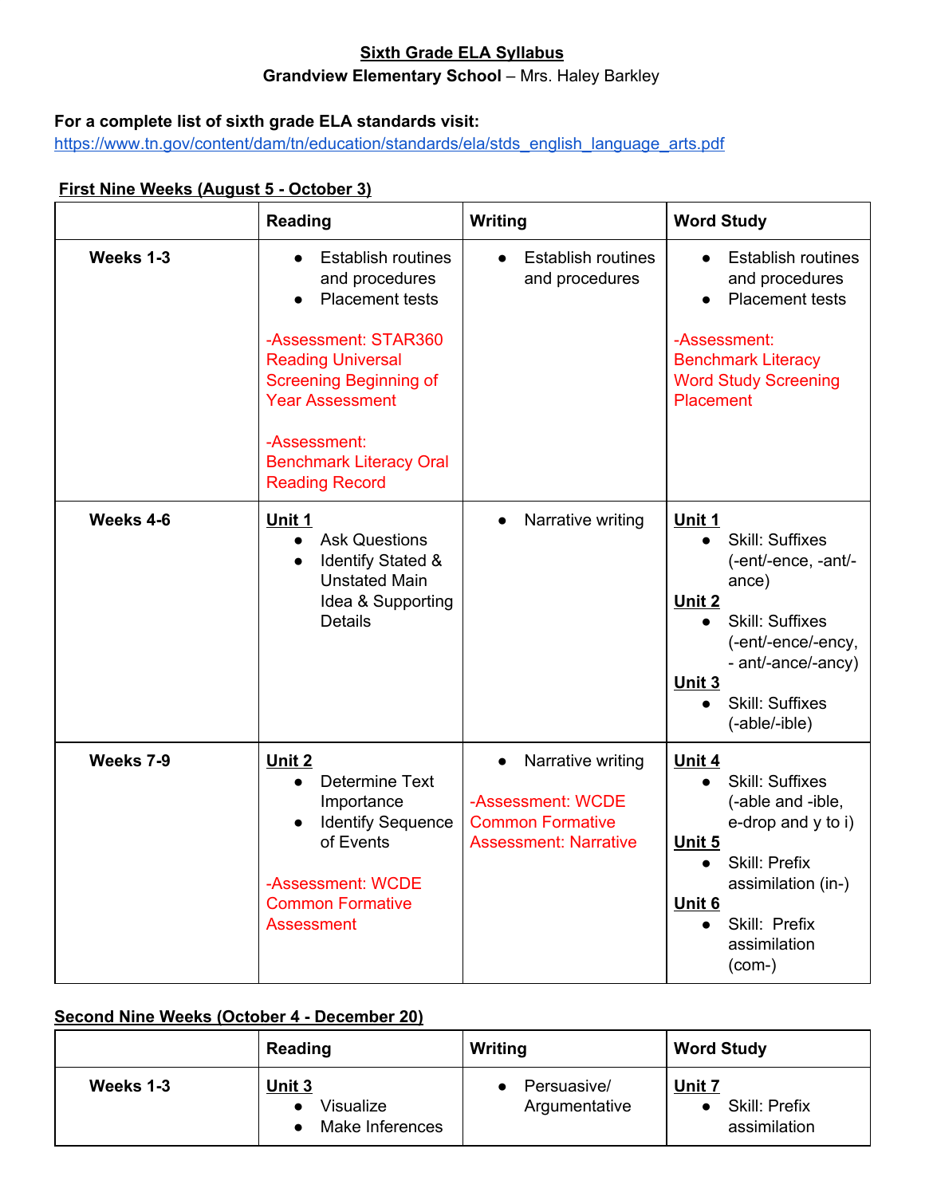# Sixth Grade ELA Syllabus

**Grandview Elementary School** – Mrs. Haley Barkley

**For a complete list of sixth grade ELA standards visit:**
https://www.tn.gov/content/dam/tn/education/standards/ela/stds_english_language_arts.pdf

## First Nine Weeks (August 5 - October 3)

| | Reading | Writing | Word Study |
|---|---|---|---|
| **Weeks 1-3** | • Establish routines and procedures<br>• Placement tests<br><br>-Assessment: STAR360 Reading Universal Screening Beginning of Year Assessment<br><br>-Assessment: Benchmark Literacy Oral Reading Record | • Establish routines and procedures | • Establish routines and procedures<br>• Placement tests<br><br>-Assessment: Benchmark Literacy Word Study Screening Placement |
| **Weeks 4-6** | **Unit 1**<br>• Ask Questions<br>• Identify Stated & Unstated Main Idea & Supporting Details | • Narrative writing | **Unit 1**<br>• Skill: Suffixes (-ent/-ence, -ant/-ance)<br>**Unit 2**<br>• Skill: Suffixes (-ent/-ence/-ency, - ant/-ance/-ancy)<br>**Unit 3**<br>• Skill: Suffixes (-able/-ible) |
| **Weeks 7-9** | **Unit 2**<br>• Determine Text Importance<br>• Identify Sequence of Events<br><br>-Assessment: WCDE Common Formative Assessment | • Narrative writing<br><br>-Assessment: WCDE Common Formative Assessment: Narrative | **Unit 4**<br>• Skill: Suffixes (-able and -ible, e-drop and y to i)<br>**Unit 5**<br>• Skill: Prefix assimilation (in-)<br>**Unit 6**<br>• Skill: Prefix assimilation (com-) |

## Second Nine Weeks (October 4 - December 20)

| | Reading | Writing | Word Study |
|---|---|---|---|
| **Weeks 1-3** | **Unit 3**<br>• Visualize<br>• Make Inferences | • Persuasive/ Argumentative | **Unit 7**<br>• Skill: Prefix assimilation |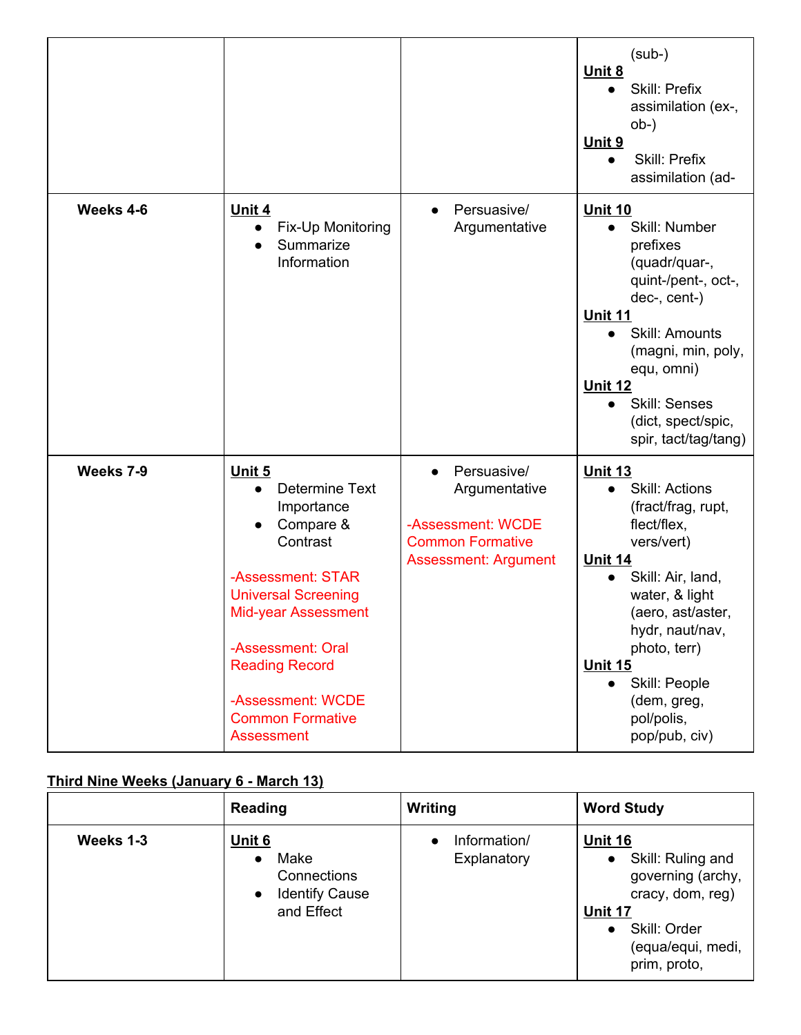| | | | |
|---|---|---|---|
| | | | (sub-)<br>**Unit 8**<br>• Skill: Prefix assimilation (ex-, ob-)<br>**Unit 9**<br>• Skill: Prefix assimilation (ad- |
| **Weeks 4-6** | **Unit 4**<br>• Fix-Up Monitoring<br>• Summarize Information | • Persuasive/ Argumentative | **Unit 10**<br>• Skill: Number prefixes (quadr/quar-, quint-/pent-, oct-, dec-, cent-)<br>**Unit 11**<br>• Skill: Amounts (magni, min, poly, equ, omni)<br>**Unit 12**<br>• Skill: Senses (dict, spect/spic, spir, tact/tag/tang) |
| **Weeks 7-9** | **Unit 5**<br>• Determine Text Importance<br>• Compare & Contrast<br><br>-Assessment: STAR Universal Screening Mid-year Assessment<br><br>-Assessment: Oral Reading Record<br><br>-Assessment: WCDE Common Formative Assessment | • Persuasive/ Argumentative<br><br>-Assessment: WCDE Common Formative Assessment: Argument | **Unit 13**<br>• Skill: Actions (fract/frag, rupt, flect/flex, vers/vert)<br>**Unit 14**<br>• Skill: Air, land, water, & light (aero, ast/aster, hydr, naut/nav, photo, terr)<br>**Unit 15**<br>• Skill: People (dem, greg, pol/polis, pop/pub, civ) |

**Third Nine Weeks (January 6 - March 13)**

| | Reading | Writing | Word Study |
|---|---|---|---|
| **Weeks 1-3** | **Unit 6**<br>• Make Connections<br>• Identify Cause and Effect | • Information/ Explanatory | **Unit 16**<br>• Skill: Ruling and governing (archy, cracy, dom, reg)<br>**Unit 17**<br>• Skill: Order (equa/equi, medi, prim, proto, |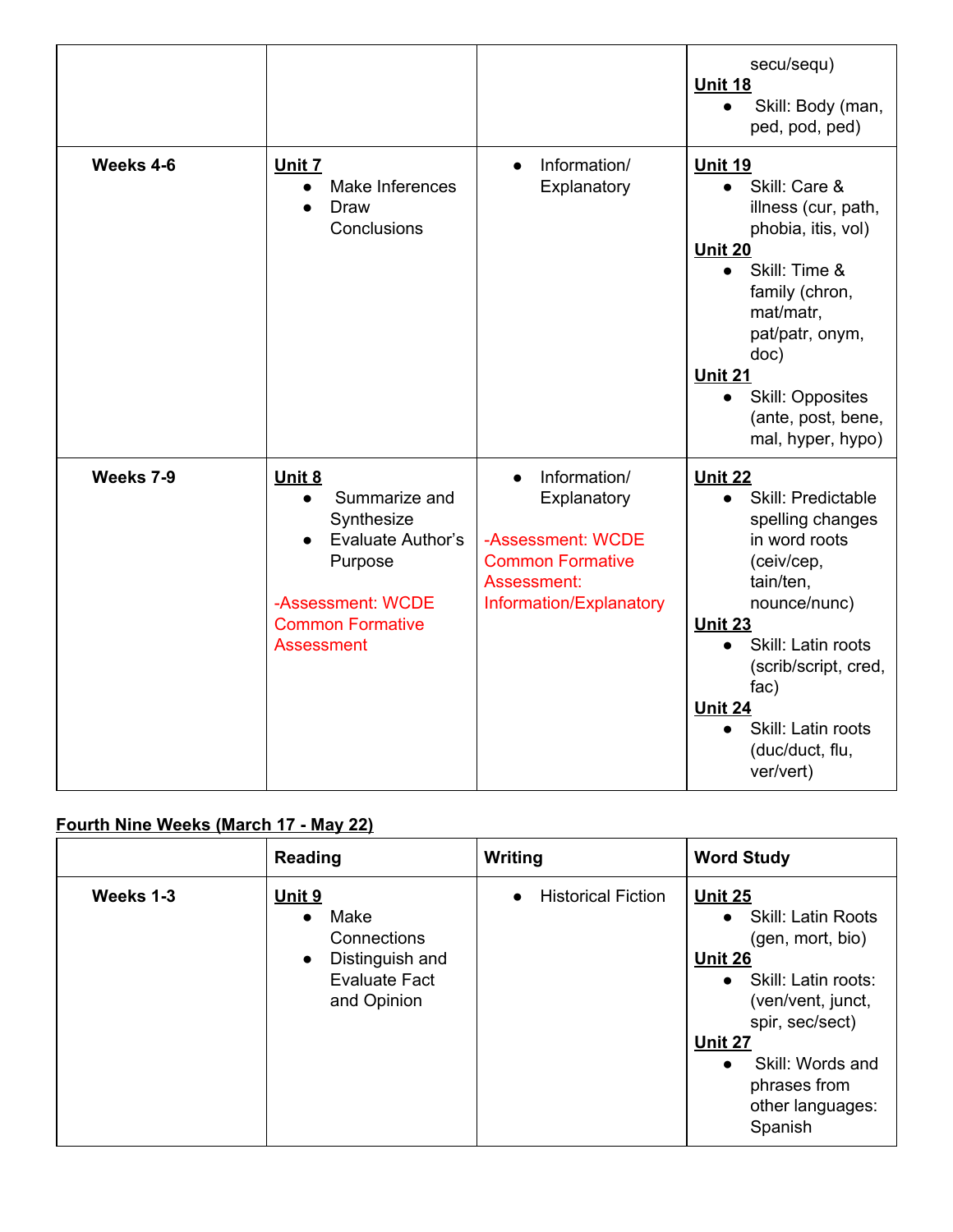| | | | |
|---|---|---|---|
| | | | secu/sequ)<br>**Unit 18**<br>• Skill: Body (man, ped, pod, ped) |
| **Weeks 4-6** | **Unit 7**<br>• Make Inferences<br>• Draw Conclusions | • Information/ Explanatory | **Unit 19**<br>• Skill: Care & illness (cur, path, phobia, itis, vol)<br>**Unit 20**<br>• Skill: Time & family (chron, mat/matr, pat/patr, onym, doc)<br>**Unit 21**<br>• Skill: Opposites (ante, post, bene, mal, hyper, hypo) |
| **Weeks 7-9** | **Unit 8**<br>• Summarize and Synthesize<br>• Evaluate Author's Purpose<br><br>-Assessment: WCDE Common Formative Assessment | • Information/ Explanatory<br><br>-Assessment: WCDE Common Formative Assessment: Information/Explanatory | **Unit 22**<br>• Skill: Predictable spelling changes in word roots (ceiv/cep, tain/ten, nounce/nunc)<br>**Unit 23**<br>• Skill: Latin roots (scrib/script, cred, fac)<br>**Unit 24**<br>• Skill: Latin roots (duc/duct, flu, ver/vert) |

**Fourth Nine Weeks (March 17 - May 22)**

| | Reading | Writing | Word Study |
|---|---|---|---|
| **Weeks 1-3** | **Unit 9**<br>• Make Connections<br>• Distinguish and Evaluate Fact and Opinion | • Historical Fiction | **Unit 25**<br>• Skill: Latin Roots (gen, mort, bio)<br>**Unit 26**<br>• Skill: Latin roots: (ven/vent, junct, spir, sec/sect)<br>**Unit 27**<br>• Skill: Words and phrases from other languages: Spanish |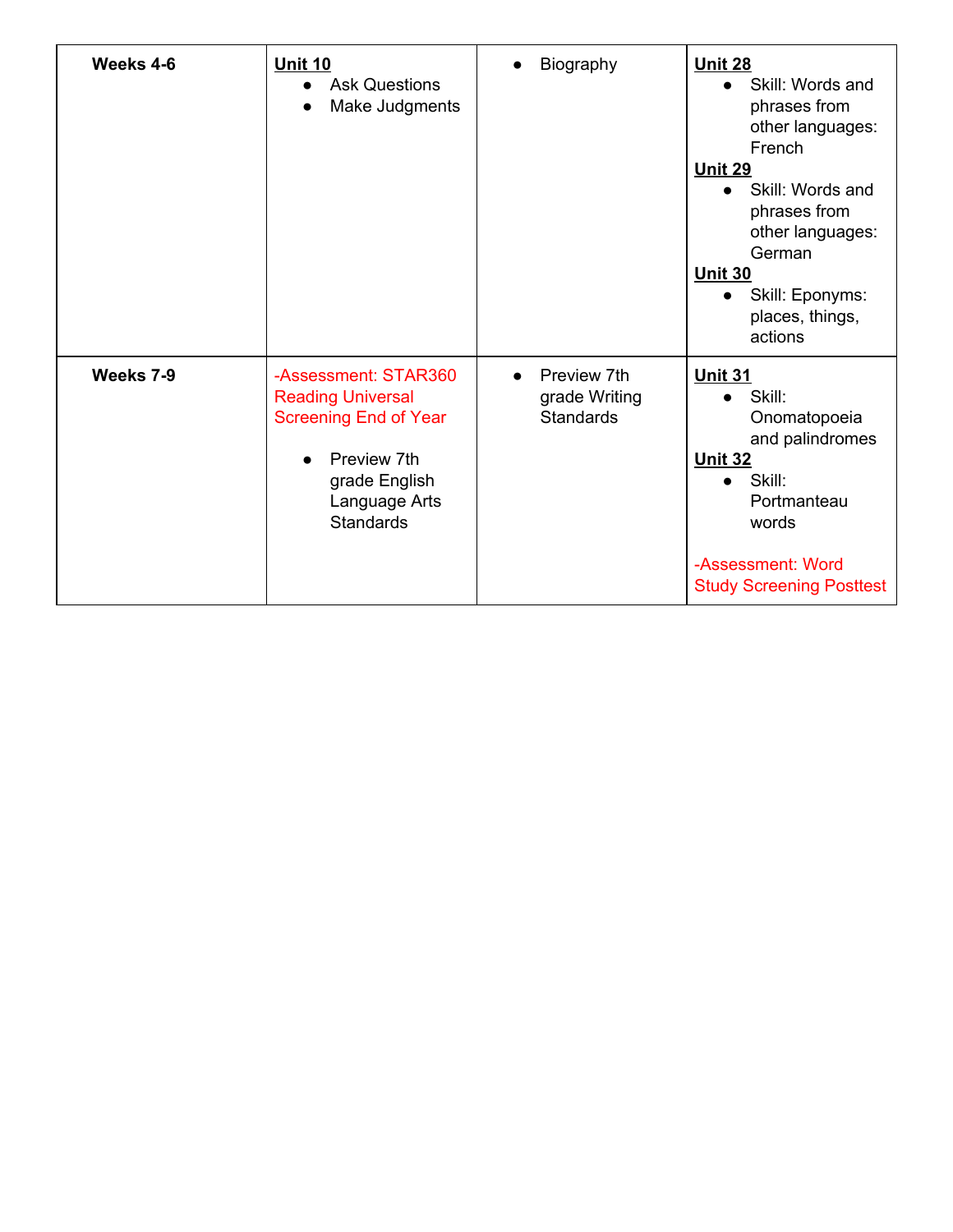| | | | |
|---|---|---|---|
| **Weeks 4-6** | **Unit 10**<br>• Ask Questions<br>• Make Judgments | • Biography | **Unit 28**<br>• Skill: Words and phrases from other languages: French<br>**Unit 29**<br>• Skill: Words and phrases from other languages: German<br>**Unit 30**<br>• Skill: Eponyms: places, things, actions |
| **Weeks 7-9** | -Assessment: STAR360 Reading Universal Screening End of Year<br>• Preview 7th grade English Language Arts Standards | • Preview 7th grade Writing Standards | **Unit 31**<br>• Skill: Onomatopoeia and palindromes<br>**Unit 32**<br>• Skill: Portmanteau words<br>-Assessment: Word Study Screening Posttest |